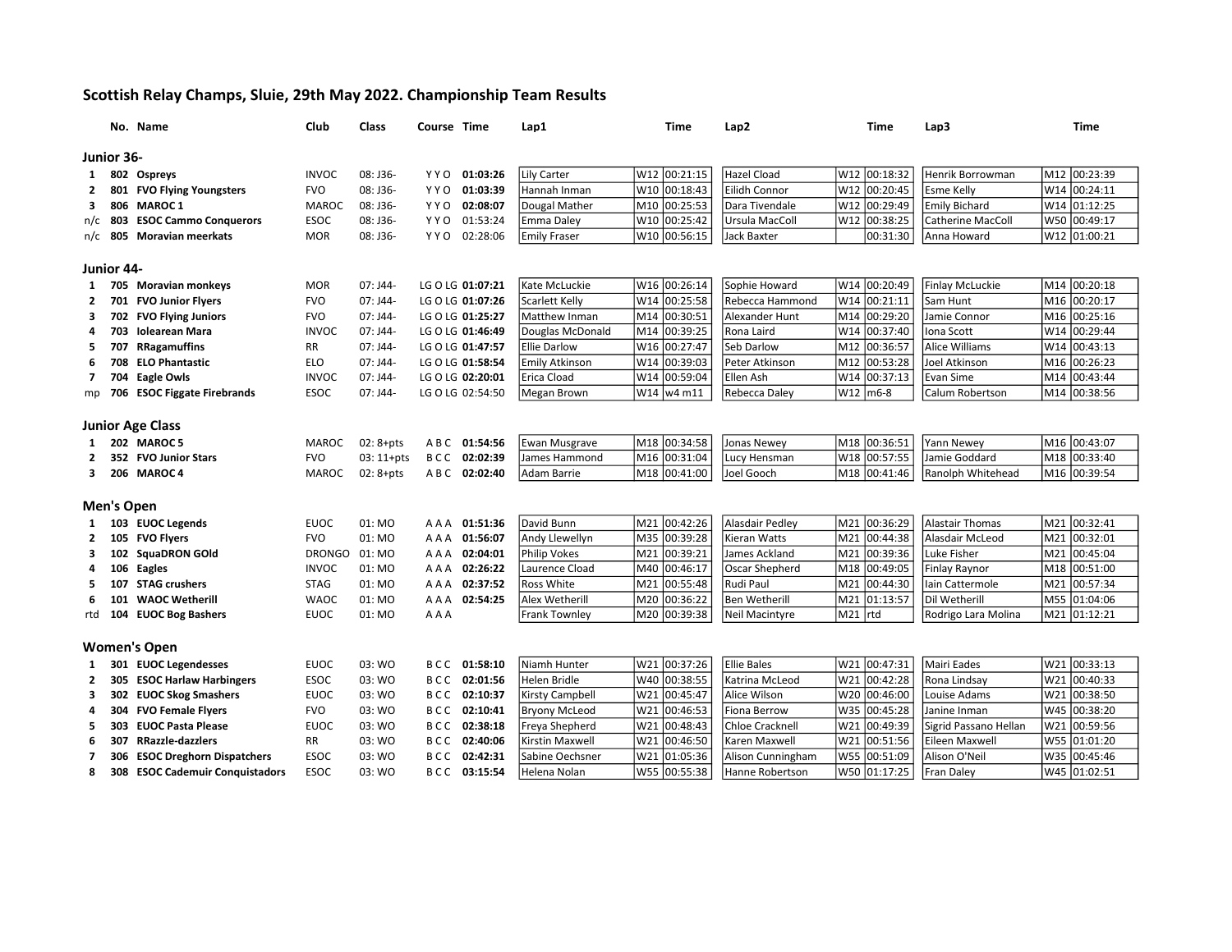# Scottish Relay Champs, Sluie, 29th May 2022. Championship Team Results

| | No. | Name | Club | Class | Course | Time | Lap1 | | Time | Lap2 | | Time | Lap3 | | Time |
|---|---|---|---|---|---|---|---|---|---|---|---|---|---|---|---|
| **Junior 36-** | | | | | | | | | | | | | | | |
| 1 | 802 | **Ospreys** | INVOC | 08: J36- | Y Y O | **01:03:26** | Lily Carter | W12 | 00:21:15 | Hazel Cload | W12 | 00:18:32 | Henrik Borrowman | M12 | 00:23:39 |
| 2 | 801 | **FVO Flying Youngsters** | FVO | 08: J36- | Y Y O | **01:03:39** | Hannah Inman | W10 | 00:18:43 | Eilidh Connor | W12 | 00:20:45 | Esme Kelly | W14 | 00:24:11 |
| 3 | 806 | **MAROC 1** | MAROC | 08: J36- | Y Y O | **02:08:07** | Dougal Mather | M10 | 00:25:53 | Dara Tivendale | W12 | 00:29:49 | Emily Bichard | W14 | 01:12:25 |
| n/c | 803 | **ESOC Cammo Conquerors** | ESOC | 08: J36- | Y Y O | 01:53:24 | Emma Daley | W10 | 00:25:42 | Ursula MacColl | W12 | 00:38:25 | Catherine MacColl | W50 | 00:49:17 |
| n/c | 805 | **Moravian meerkats** | MOR | 08: J36- | Y Y O | 02:28:06 | Emily Fraser | W10 | 00:56:15 | Jack Baxter | | 00:31:30 | Anna Howard | W12 | 01:00:21 |
| **Junior 44-** | | | | | | | | | | | | | | | |
| 1 | 705 | **Moravian monkeys** | MOR | 07: J44- | LG O LG | **01:07:21** | Kate McLuckie | W16 | 00:26:14 | Sophie Howard | W14 | 00:20:49 | Finlay McLuckie | M14 | 00:20:18 |
| 2 | 701 | **FVO Junior Flyers** | FVO | 07: J44- | LG O LG | **01:07:26** | Scarlett Kelly | W14 | 00:25:58 | Rebecca Hammond | W14 | 00:21:11 | Sam Hunt | M16 | 00:20:17 |
| 3 | 702 | **FVO Flying Juniors** | FVO | 07: J44- | LG O LG | **01:25:27** | Matthew Inman | M14 | 00:30:51 | Alexander Hunt | M14 | 00:29:20 | Jamie Connor | M16 | 00:25:16 |
| 4 | 703 | **Iolearean Mara** | INVOC | 07: J44- | LG O LG | **01:46:49** | Douglas McDonald | M14 | 00:39:25 | Rona Laird | W14 | 00:37:40 | Iona Scott | W14 | 00:29:44 |
| 5 | 707 | **RRagamuffins** | RR | 07: J44- | LG O LG | **01:47:57** | Ellie Darlow | W16 | 00:27:47 | Seb Darlow | M12 | 00:36:57 | Alice Williams | W14 | 00:43:13 |
| 6 | 708 | **ELO Phantastic** | ELO | 07: J44- | LG O LG | **01:58:54** | Emily Atkinson | W14 | 00:39:03 | Peter Atkinson | M12 | 00:53:28 | Joel Atkinson | M16 | 00:26:23 |
| 7 | 704 | **Eagle Owls** | INVOC | 07: J44- | LG O LG | **02:20:01** | Erica Cload | W14 | 00:59:04 | Ellen Ash | W14 | 00:37:13 | Evan Sime | M14 | 00:43:44 |
| mp | 706 | **ESOC Figgate Firebrands** | ESOC | 07: J44- | LG O LG | 02:54:50 | Megan Brown | W14 | w4 m11 | Rebecca Daley | W12 | m6-8 | Calum Robertson | M14 | 00:38:56 |
| **Junior Age Class** | | | | | | | | | | | | | | | |
| 1 | 202 | **MAROC 5** | MAROC | 02: 8+pts | A B C | **01:54:56** | Ewan Musgrave | M18 | 00:34:58 | Jonas Newey | M18 | 00:36:51 | Yann Newey | M16 | 00:43:07 |
| 2 | 352 | **FVO Junior Stars** | FVO | 03: 11+pts | B C C | **02:02:39** | James Hammond | M16 | 00:31:04 | Lucy Hensman | W18 | 00:57:55 | Jamie Goddard | M18 | 00:33:40 |
| 3 | 206 | **MAROC 4** | MAROC | 02: 8+pts | A B C | **02:02:40** | Adam Barrie | M18 | 00:41:00 | Joel Gooch | M18 | 00:41:46 | Ranolph Whitehead | M16 | 00:39:54 |
| **Men's Open** | | | | | | | | | | | | | | | |
| 1 | 103 | **EUOC Legends** | EUOC | 01: MO | A A A | **01:51:36** | David Bunn | M21 | 00:42:26 | Alasdair Pedley | M21 | 00:36:29 | Alastair Thomas | M21 | 00:32:41 |
| 2 | 105 | **FVO Flyers** | FVO | 01: MO | A A A | **01:56:07** | Andy Llewellyn | M35 | 00:39:28 | Kieran Watts | M21 | 00:44:38 | Alasdair McLeod | M21 | 00:32:01 |
| 3 | 102 | **SquaDRON GOld** | DRONGO | 01: MO | A A A | **02:04:01** | Philip Vokes | M21 | 00:39:21 | James Ackland | M21 | 00:39:36 | Luke Fisher | M21 | 00:45:04 |
| 4 | 106 | **Eagles** | INVOC | 01: MO | A A A | **02:26:22** | Laurence Cload | M40 | 00:46:17 | Oscar Shepherd | M18 | 00:49:05 | Finlay Raynor | M18 | 00:51:00 |
| 5 | 107 | **STAG crushers** | STAG | 01: MO | A A A | **02:37:52** | Ross White | M21 | 00:55:48 | Rudi Paul | M21 | 00:44:30 | Iain Cattermole | M21 | 00:57:34 |
| 6 | 101 | **WAOC Wetherill** | WAOC | 01: MO | A A A | **02:54:25** | Alex Wetherill | M20 | 00:36:22 | Ben Wetherill | M21 | 01:13:57 | Dil Wetherill | M55 | 01:04:06 |
| rtd | 104 | **EUOC Bog Bashers** | EUOC | 01: MO | A A A | | Frank Townley | M20 | 00:39:38 | Neil Macintyre | M21 | rtd | Rodrigo Lara Molina | M21 | 01:12:21 |
| **Women's Open** | | | | | | | | | | | | | | | |
| 1 | 301 | **EUOC Legendesses** | EUOC | 03: WO | B C C | **01:58:10** | Niamh Hunter | W21 | 00:37:26 | Ellie Bales | W21 | 00:47:31 | Mairi Eades | W21 | 00:33:13 |
| 2 | 305 | **ESOC Harlaw Harbingers** | ESOC | 03: WO | B C C | **02:01:56** | Helen Bridle | W40 | 00:38:55 | Katrina McLeod | W21 | 00:42:28 | Rona Lindsay | W21 | 00:40:33 |
| 3 | 302 | **EUOC Skog Smashers** | EUOC | 03: WO | B C C | **02:10:37** | Kirsty Campbell | W21 | 00:45:47 | Alice Wilson | W20 | 00:46:00 | Louise Adams | W21 | 00:38:50 |
| 4 | 304 | **FVO Female Flyers** | FVO | 03: WO | B C C | **02:10:41** | Bryony McLeod | W21 | 00:46:53 | Fiona Berrow | W35 | 00:45:28 | Janine Inman | W45 | 00:38:20 |
| 5 | 303 | **EUOC Pasta Please** | EUOC | 03: WO | B C C | **02:38:18** | Freya Shepherd | W21 | 00:48:43 | Chloe Cracknell | W21 | 00:49:39 | Sigrid Passano Hellan | W21 | 00:59:56 |
| 6 | 307 | **RRazzle-dazzlers** | RR | 03: WO | B C C | **02:40:06** | Kirstin Maxwell | W21 | 00:46:50 | Karen Maxwell | W21 | 00:51:56 | Eileen Maxwell | W55 | 01:01:20 |
| 7 | 306 | **ESOC Dreghorn Dispatchers** | ESOC | 03: WO | B C C | **02:42:31** | Sabine Oechsner | W21 | 01:05:36 | Alison Cunningham | W55 | 00:51:09 | Alison O'Neil | W35 | 00:45:46 |
| 8 | 308 | **ESOC Cademuir Conquistadors** | ESOC | 03: WO | B C C | **03:15:54** | Helena Nolan | W55 | 00:55:38 | Hanne Robertson | W50 | 01:17:25 | Fran Daley | W45 | 01:02:51 |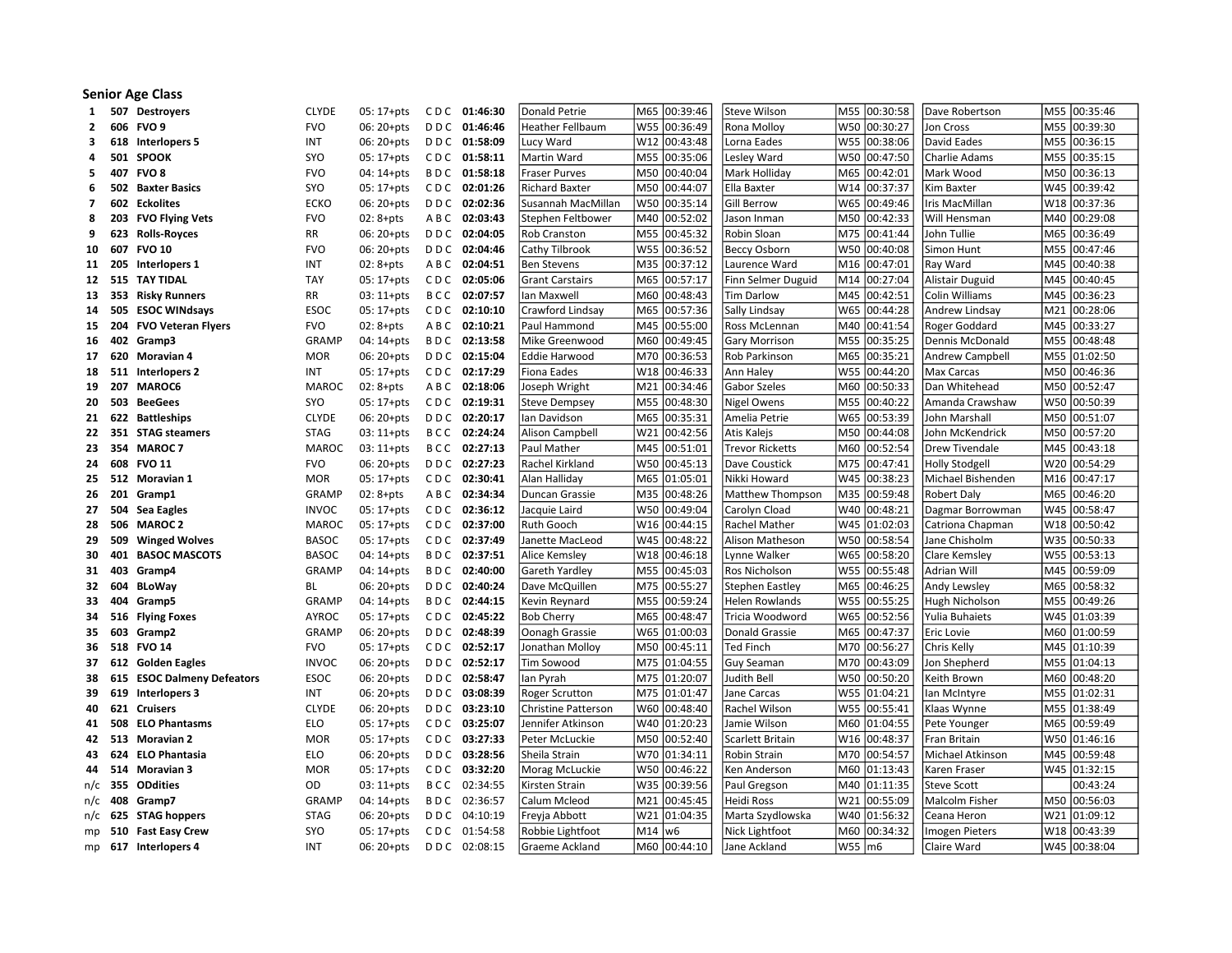## Senior Age Class

| Pos | No. | Team | Club | Class | Courses | Time | Runner 1 | Age | Time | Runner 2 | Age | Time | Runner 3 | Age | Time |
|---|---|---|---|---|---|---|---|---|---|---|---|---|---|---|---|
| 1 | 507 | **Destroyers** | CLYDE | 05: 17+pts | C D C | **01:46:30** | Donald Petrie | M65 | 00:39:46 | Steve Wilson | M55 | 00:30:58 | Dave Robertson | M55 | 00:35:46 |
| 2 | 606 | **FVO 9** | FVO | 06: 20+pts | D D C | **01:46:46** | Heather Fellbaum | W55 | 00:36:49 | Rona Molloy | W50 | 00:30:27 | Jon Cross | M55 | 00:39:30 |
| 3 | 618 | **Interlopers 5** | INT | 06: 20+pts | D D C | **01:58:09** | Lucy Ward | W12 | 00:43:48 | Lorna Eades | W55 | 00:38:06 | David Eades | M55 | 00:36:15 |
| 4 | 501 | **SPOOK** | SYO | 05: 17+pts | C D C | **01:58:11** | Martin Ward | M55 | 00:35:06 | Lesley Ward | W50 | 00:47:50 | Charlie Adams | M55 | 00:35:15 |
| 5 | 407 | **FVO 8** | FVO | 04: 14+pts | B D C | **01:58:18** | Fraser Purves | M50 | 00:40:04 | Mark Holliday | M65 | 00:42:01 | Mark Wood | M50 | 00:36:13 |
| 6 | 502 | **Baxter Basics** | SYO | 05: 17+pts | C D C | **02:01:26** | Richard Baxter | M50 | 00:44:07 | Ella Baxter | W14 | 00:37:37 | Kim Baxter | W45 | 00:39:42 |
| 7 | 602 | **Eckolites** | ECKO | 06: 20+pts | D D C | **02:02:36** | Susannah MacMillan | W50 | 00:35:14 | Gill Berrow | W65 | 00:49:46 | Iris MacMillan | W18 | 00:37:36 |
| 8 | 203 | **FVO Flying Vets** | FVO | 02: 8+pts | A B C | **02:03:43** | Stephen Feltbower | M40 | 00:52:02 | Jason Inman | M50 | 00:42:33 | Will Hensman | M40 | 00:29:08 |
| 9 | 623 | **Rolls-Royces** | RR | 06: 20+pts | D D C | **02:04:05** | Rob Cranston | M55 | 00:45:32 | Robin Sloan | M75 | 00:41:44 | John Tullie | M65 | 00:36:49 |
| 10 | 607 | **FVO 10** | FVO | 06: 20+pts | D D C | **02:04:46** | Cathy Tilbrook | W55 | 00:36:52 | Beccy Osborn | W50 | 00:40:08 | Simon Hunt | M55 | 00:47:46 |
| 11 | 205 | **Interlopers 1** | INT | 02: 8+pts | A B C | **02:04:51** | Ben Stevens | M35 | 00:37:12 | Laurence Ward | M16 | 00:47:01 | Ray Ward | M45 | 00:40:38 |
| 12 | 515 | **TAY TIDAL** | TAY | 05: 17+pts | C D C | **02:05:06** | Grant Carstairs | M65 | 00:57:17 | Finn Selmer Duguid | M14 | 00:27:04 | Alistair Duguid | M45 | 00:40:45 |
| 13 | 353 | **Risky Runners** | RR | 03: 11+pts | B C C | **02:07:57** | Ian Maxwell | M60 | 00:48:43 | Tim Darlow | M45 | 00:42:51 | Colin Williams | M45 | 00:36:23 |
| 14 | 505 | **ESOC WINdsays** | ESOC | 05: 17+pts | C D C | **02:10:10** | Crawford Lindsay | M65 | 00:57:36 | Sally Lindsay | W65 | 00:44:28 | Andrew Lindsay | M21 | 00:28:06 |
| 15 | 204 | **FVO Veteran Flyers** | FVO | 02: 8+pts | A B C | **02:10:21** | Paul Hammond | M45 | 00:55:00 | Ross McLennan | M40 | 00:41:54 | Roger Goddard | M45 | 00:33:27 |
| 16 | 402 | **Gramp3** | GRAMP | 04: 14+pts | B D C | **02:13:58** | Mike Greenwood | M60 | 00:49:45 | Gary Morrison | M55 | 00:35:25 | Dennis McDonald | M55 | 00:48:48 |
| 17 | 620 | **Moravian 4** | MOR | 06: 20+pts | D D C | **02:15:04** | Eddie Harwood | M70 | 00:36:53 | Rob Parkinson | M65 | 00:35:21 | Andrew Campbell | M55 | 01:02:50 |
| 18 | 511 | **Interlopers 2** | INT | 05: 17+pts | C D C | **02:17:29** | Fiona Eades | W18 | 00:46:33 | Ann Haley | W55 | 00:44:20 | Max Carcas | M50 | 00:46:36 |
| 19 | 207 | **MAROC6** | MAROC | 02: 8+pts | A B C | **02:18:06** | Joseph Wright | M21 | 00:34:46 | Gabor Szeles | M60 | 00:50:33 | Dan Whitehead | M50 | 00:52:47 |
| 20 | 503 | **BeeGees** | SYO | 05: 17+pts | C D C | **02:19:31** | Steve Dempsey | M55 | 00:48:30 | Nigel Owens | M55 | 00:40:22 | Amanda Crawshaw | W50 | 00:50:39 |
| 21 | 622 | **Battleships** | CLYDE | 06: 20+pts | D D C | **02:20:17** | Ian Davidson | M65 | 00:35:31 | Amelia Petrie | W65 | 00:53:39 | John Marshall | M50 | 00:51:07 |
| 22 | 351 | **STAG steamers** | STAG | 03: 11+pts | B C C | **02:24:24** | Alison Campbell | W21 | 00:42:56 | Atis Kalejs | M50 | 00:44:08 | John McKendrick | M50 | 00:57:20 |
| 23 | 354 | **MAROC 7** | MAROC | 03: 11+pts | B C C | **02:27:13** | Paul Mather | M45 | 00:51:01 | Trevor Ricketts | M60 | 00:52:54 | Drew Tivendale | M45 | 00:43:18 |
| 24 | 608 | **FVO 11** | FVO | 06: 20+pts | D D C | **02:27:23** | Rachel Kirkland | W50 | 00:45:13 | Dave Coustick | M75 | 00:47:41 | Holly Stodgell | W20 | 00:54:29 |
| 25 | 512 | **Moravian 1** | MOR | 05: 17+pts | C D C | **02:30:41** | Alan Halliday | M65 | 01:05:01 | Nikki Howard | W45 | 00:38:23 | Michael Bishenden | M16 | 00:47:17 |
| 26 | 201 | **Gramp1** | GRAMP | 02: 8+pts | A B C | **02:34:34** | Duncan Grassie | M35 | 00:48:26 | Matthew Thompson | M35 | 00:59:48 | Robert Daly | M65 | 00:46:20 |
| 27 | 504 | **Sea Eagles** | INVOC | 05: 17+pts | C D C | **02:36:12** | Jacquie Laird | W50 | 00:49:04 | Carolyn Cload | W40 | 00:48:21 | Dagmar Borrowman | W45 | 00:58:47 |
| 28 | 506 | **MAROC 2** | MAROC | 05: 17+pts | C D C | **02:37:00** | Ruth Gooch | W16 | 00:44:15 | Rachel Mather | W45 | 01:02:03 | Catriona Chapman | W18 | 00:50:42 |
| 29 | 509 | **Winged Wolves** | BASOC | 05: 17+pts | C D C | **02:37:49** | Janette MacLeod | W45 | 00:48:22 | Alison Matheson | W50 | 00:58:54 | Jane Chisholm | W35 | 00:50:33 |
| 30 | 401 | **BASOC MASCOTS** | BASOC | 04: 14+pts | B D C | **02:37:51** | Alice Kemsley | W18 | 00:46:18 | Lynne Walker | W65 | 00:58:20 | Clare Kemsley | W55 | 00:53:13 |
| 31 | 403 | **Gramp4** | GRAMP | 04: 14+pts | B D C | **02:40:00** | Gareth Yardley | M55 | 00:45:03 | Ros Nicholson | W55 | 00:55:48 | Adrian Will | M45 | 00:59:09 |
| 32 | 604 | **BLoWay** | BL | 06: 20+pts | D D C | **02:40:24** | Dave McQuillen | M75 | 00:55:27 | Stephen Eastley | M65 | 00:46:25 | Andy Lewsley | M65 | 00:58:32 |
| 33 | 404 | **Gramp5** | GRAMP | 04: 14+pts | B D C | **02:44:15** | Kevin Reynard | M55 | 00:59:24 | Helen Rowlands | W55 | 00:55:25 | Hugh Nicholson | M55 | 00:49:26 |
| 34 | 516 | **Flying Foxes** | AYROC | 05: 17+pts | C D C | **02:45:22** | Bob Cherry | M65 | 00:48:47 | Tricia Woodword | W65 | 00:52:56 | Yulia Buhaiets | W45 | 01:03:39 |
| 35 | 603 | **Gramp2** | GRAMP | 06: 20+pts | D D C | **02:48:39** | Oonagh Grassie | W65 | 01:00:03 | Donald Grassie | M65 | 00:47:37 | Eric Lovie | M60 | 01:00:59 |
| 36 | 518 | **FVO 14** | FVO | 05: 17+pts | C D C | **02:52:17** | Jonathan Molloy | M50 | 00:45:11 | Ted Finch | M70 | 00:56:27 | Chris Kelly | M45 | 01:10:39 |
| 37 | 612 | **Golden Eagles** | INVOC | 06: 20+pts | D D C | **02:52:17** | Tim Sowood | M75 | 01:04:55 | Guy Seaman | M70 | 00:43:09 | Jon Shepherd | M55 | 01:04:13 |
| 38 | 615 | **ESOC Dalmeny Defeators** | ESOC | 06: 20+pts | D D C | **02:58:47** | Ian Pyrah | M75 | 01:20:07 | Judith Bell | W50 | 00:50:20 | Keith Brown | M60 | 00:48:20 |
| 39 | 619 | **Interlopers 3** | INT | 06: 20+pts | D D C | **03:08:39** | Roger Scrutton | M75 | 01:01:47 | Jane Carcas | W55 | 01:04:21 | Ian McIntyre | M55 | 01:02:31 |
| 40 | 621 | **Cruisers** | CLYDE | 06: 20+pts | D D C | **03:23:10** | Christine Patterson | W60 | 00:48:40 | Rachel Wilson | W55 | 00:55:41 | Klaas Wynne | M55 | 01:38:49 |
| 41 | 508 | **ELO Phantasms** | ELO | 05: 17+pts | C D C | **03:25:07** | Jennifer Atkinson | W40 | 01:20:23 | Jamie Wilson | M60 | 01:04:55 | Pete Younger | M65 | 00:59:49 |
| 42 | 513 | **Moravian 2** | MOR | 05: 17+pts | C D C | **03:27:33** | Peter McLuckie | M50 | 00:52:40 | Scarlett Britain | W16 | 00:48:37 | Fran Britain | W50 | 01:46:16 |
| 43 | 624 | **ELO Phantasia** | ELO | 06: 20+pts | D D C | **03:28:56** | Sheila Strain | W70 | 01:34:11 | Robin Strain | M70 | 00:54:57 | Michael Atkinson | M45 | 00:59:48 |
| 44 | 514 | **Moravian 3** | MOR | 05: 17+pts | C D C | **03:32:20** | Morag McLuckie | W50 | 00:46:22 | Ken Anderson | M60 | 01:13:43 | Karen Fraser | W45 | 01:32:15 |
| n/c | 355 | **ODdities** | OD | 03: 11+pts | B C C | 02:34:55 | Kirsten Strain | W35 | 00:39:56 | Paul Gregson | M40 | 01:11:35 | Steve Scott | | 00:43:24 |
| n/c | 408 | **Gramp7** | GRAMP | 04: 14+pts | B D C | 02:36:57 | Calum Mcleod | M21 | 00:45:45 | Heidi Ross | W21 | 00:55:09 | Malcolm Fisher | M50 | 00:56:03 |
| n/c | 625 | **STAG hoppers** | STAG | 06: 20+pts | D D C | 04:10:19 | Freyja Abbott | W21 | 01:04:35 | Marta Szydlowska | W40 | 01:56:32 | Ceana Heron | W21 | 01:09:12 |
| mp | 510 | **Fast Easy Crew** | SYO | 05: 17+pts | C D C | 01:54:58 | Robbie Lightfoot | M14 | w6 | Nick Lightfoot | M60 | 00:34:32 | Imogen Pieters | W18 | 00:43:39 |
| mp | 617 | **Interlopers 4** | INT | 06: 20+pts | D D C | 02:08:15 | Graeme Ackland | M60 | 00:44:10 | Jane Ackland | W55 | m6 | Claire Ward | W45 | 00:38:04 |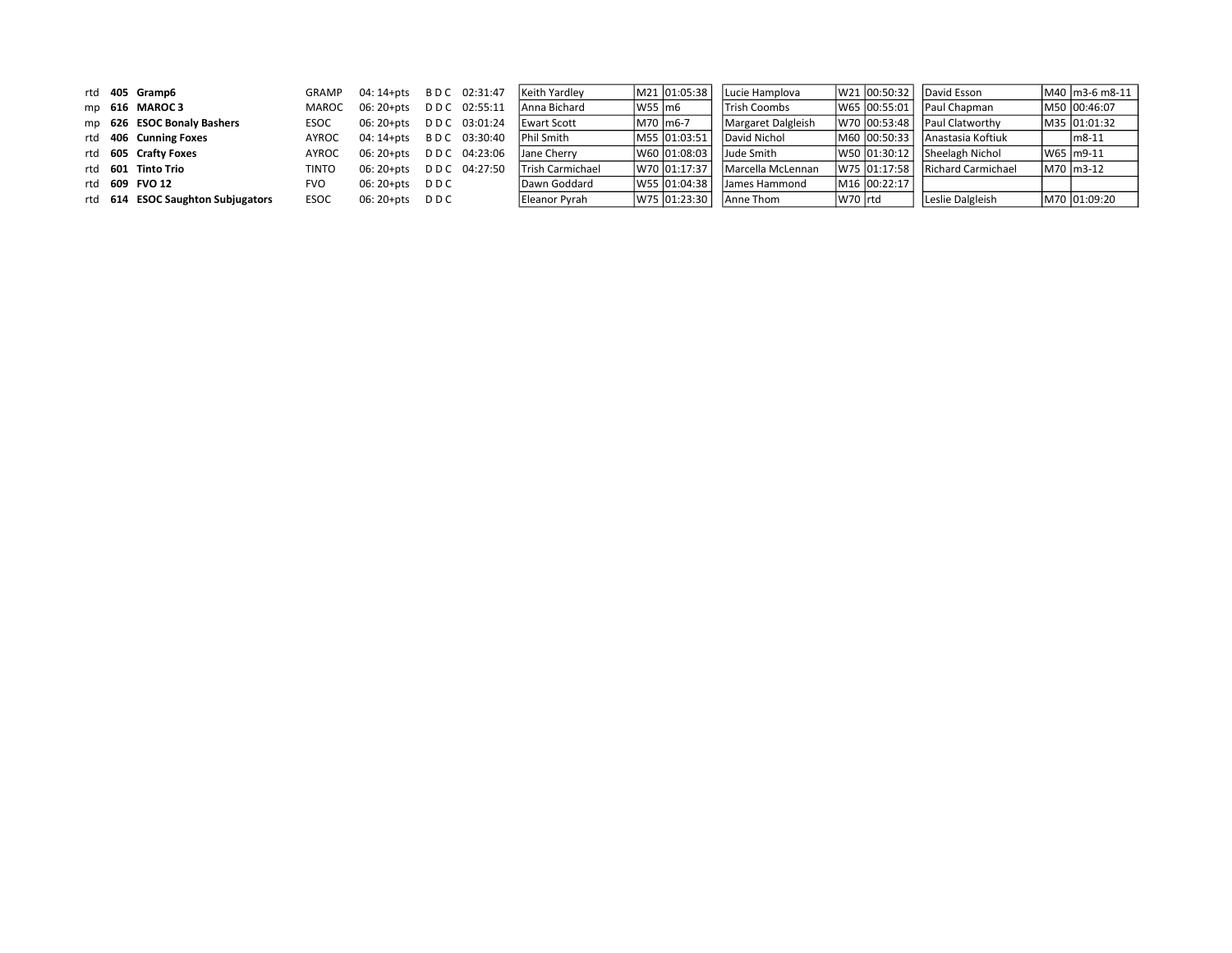| | | | | | | | | | | | | | | | | |
|---|---|---|---|---|---|---|---|---|---|---|---|---|---|---|---|---|
| rtd | 405 | **Gramp6** | GRAMP | 04: 14+pts | B D C | 02:31:47 | Keith Yardley | M21 | 01:05:38 | Lucie Hamplova | W21 | 00:50:32 | David Esson | M40 | m3-6 m8-11 |
| mp | 616 | **MAROC 3** | MAROC | 06: 20+pts | D D C | 02:55:11 | Anna Bichard | W55 | m6 | Trish Coombs | W65 | 00:55:01 | Paul Chapman | M50 | 00:46:07 |
| mp | 626 | **ESOC Bonaly Bashers** | ESOC | 06: 20+pts | D D C | 03:01:24 | Ewart Scott | M70 | m6-7 | Margaret Dalgleish | W70 | 00:53:48 | Paul Clatworthy | M35 | 01:01:32 |
| rtd | 406 | **Cunning Foxes** | AYROC | 04: 14+pts | B D C | 03:30:40 | Phil Smith | M55 | 01:03:51 | David Nichol | M60 | 00:50:33 | Anastasia Koftiuk | | m8-11 |
| rtd | 605 | **Crafty Foxes** | AYROC | 06: 20+pts | D D C | 04:23:06 | Jane Cherry | W60 | 01:08:03 | Jude Smith | W50 | 01:30:12 | Sheelagh Nichol | W65 | m9-11 |
| rtd | 601 | **Tinto Trio** | TINTO | 06: 20+pts | D D C | 04:27:50 | Trish Carmichael | W70 | 01:17:37 | Marcella McLennan | W75 | 01:17:58 | Richard Carmichael | M70 | m3-12 |
| rtd | 609 | **FVO 12** | FVO | 06: 20+pts | D D C | | Dawn Goddard | W55 | 01:04:38 | James Hammond | M16 | 00:22:17 | | | |
| rtd | 614 | **ESOC Saughton Subjugators** | ESOC | 06: 20+pts | D D C | | Eleanor Pyrah | W75 | 01:23:30 | Anne Thom | W70 | rtd | Leslie Dalgleish | M70 | 01:09:20 |